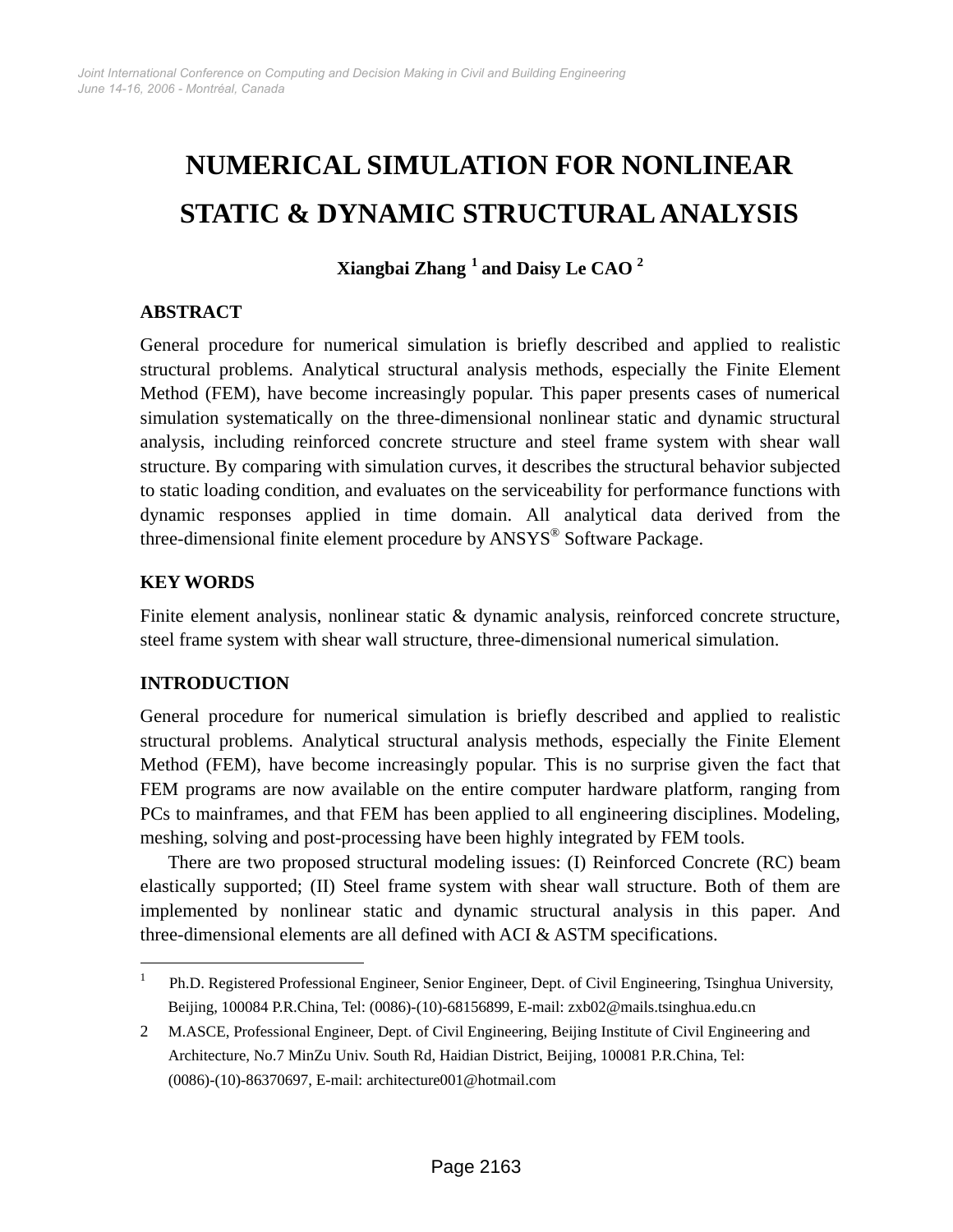# NUMERICAL SIMULATION FOR NONLINEAR STATIC & DYNAMIC STRUCTURAL ANALYSIS

**Xiangbai Zhang [1] and Daisy Le CAO [2]**

## ABSTRACT

General procedure for numerical simulation is briefly described and applied to realistic structural problems. Analytical structural analysis methods, especially the Finite Element Method (FEM), have become increasingly popular. This paper presents cases of numerical simulation systematically on the three-dimensional nonlinear static and dynamic structural analysis, including reinforced concrete structure and steel frame system with shear wall structure. By comparing with simulation curves, it describes the structural behavior subjected to static loading condition, and evaluates on the serviceability for performance functions with dynamic responses applied in time domain. All analytical data derived from the three-dimensional finite element procedure by ANSYS® Software Package.

## KEY WORDS

Finite element analysis, nonlinear static & dynamic analysis, reinforced concrete structure, steel frame system with shear wall structure, three-dimensional numerical simulation.

## INTRODUCTION

General procedure for numerical simulation is briefly described and applied to realistic structural problems. Analytical structural analysis methods, especially the Finite Element Method (FEM), have become increasingly popular. This is no surprise given the fact that FEM programs are now available on the entire computer hardware platform, ranging from PCs to mainframes, and that FEM has been applied to all engineering disciplines. Modeling, meshing, solving and post-processing have been highly integrated by FEM tools.

There are two proposed structural modeling issues: (I) Reinforced Concrete (RC) beam elastically supported; (II) Steel frame system with shear wall structure. Both of them are implemented by nonlinear static and dynamic structural analysis in this paper. And three-dimensional elements are all defined with ACI & ASTM specifications.

---

[1] Ph.D. Registered Professional Engineer, Senior Engineer, Dept. of Civil Engineering, Tsinghua University, Beijing, 100084 P.R.China, Tel: (0086)-(10)-68156899, E-mail: zxb02@mails.tsinghua.edu.cn

[2] M.ASCE, Professional Engineer, Dept. of Civil Engineering, Beijing Institute of Civil Engineering and Architecture, No.7 MinZu Univ. South Rd, Haidian District, Beijing, 100081 P.R.China, Tel: (0086)-(10)-86370697, E-mail: architecture001@hotmail.com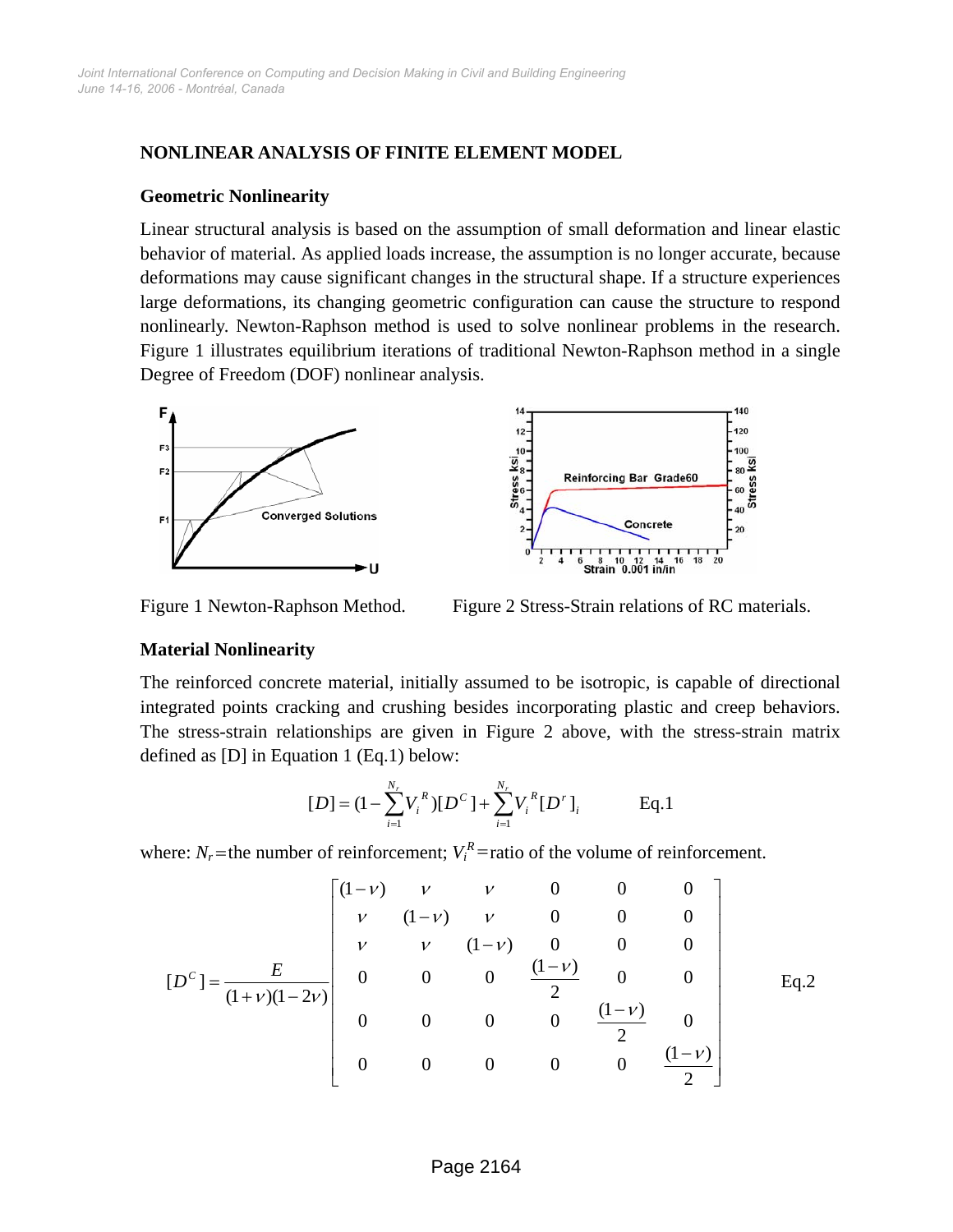## NONLINEAR ANALYSIS OF FINITE ELEMENT MODEL

### Geometric Nonlinearity

Linear structural analysis is based on the assumption of small deformation and linear elastic behavior of material. As applied loads increase, the assumption is no longer accurate, because deformations may cause significant changes in the structural shape. If a structure experiences large deformations, its changing geometric configuration can cause the structure to respond nonlinearly. Newton-Raphson method is used to solve nonlinear problems in the research. Figure 1 illustrates equilibrium iterations of traditional Newton-Raphson method in a single Degree of Freedom (DOF) nonlinear analysis.

Figure 1 Newton-Raphson Method.

Figure 2 Stress-Strain relations of RC materials.

### Material Nonlinearity

The reinforced concrete material, initially assumed to be isotropic, is capable of directional integrated points cracking and crushing besides incorporating plastic and creep behaviors. The stress-strain relationships are given in Figure 2 above, with the stress-strain matrix defined as [D] in Equation 1 (Eq.1) below:

$$[D] = (1 - \sum_{i=1}^{N_r} V_i^R)[D^C] + \sum_{i=1}^{N_r} V_i^R [D^r]_i \qquad \text{Eq.1}$$

where: $N_r$=the number of reinforcement; $V_i^R$=ratio of the volume of reinforcement.

$$[D^C] = \frac{E}{(1+\nu)(1-2\nu)} \begin{bmatrix} (1-\nu) & \nu & \nu & 0 & 0 & 0 \\ \nu & (1-\nu) & \nu & 0 & 0 & 0 \\ \nu & \nu & (1-\nu) & 0 & 0 & 0 \\ 0 & 0 & 0 & \frac{(1-\nu)}{2} & 0 & 0 \\ 0 & 0 & 0 & 0 & \frac{(1-\nu)}{2} & 0 \\ 0 & 0 & 0 & 0 & 0 & \frac{(1-\nu)}{2} \end{bmatrix} \qquad \text{Eq.2}$$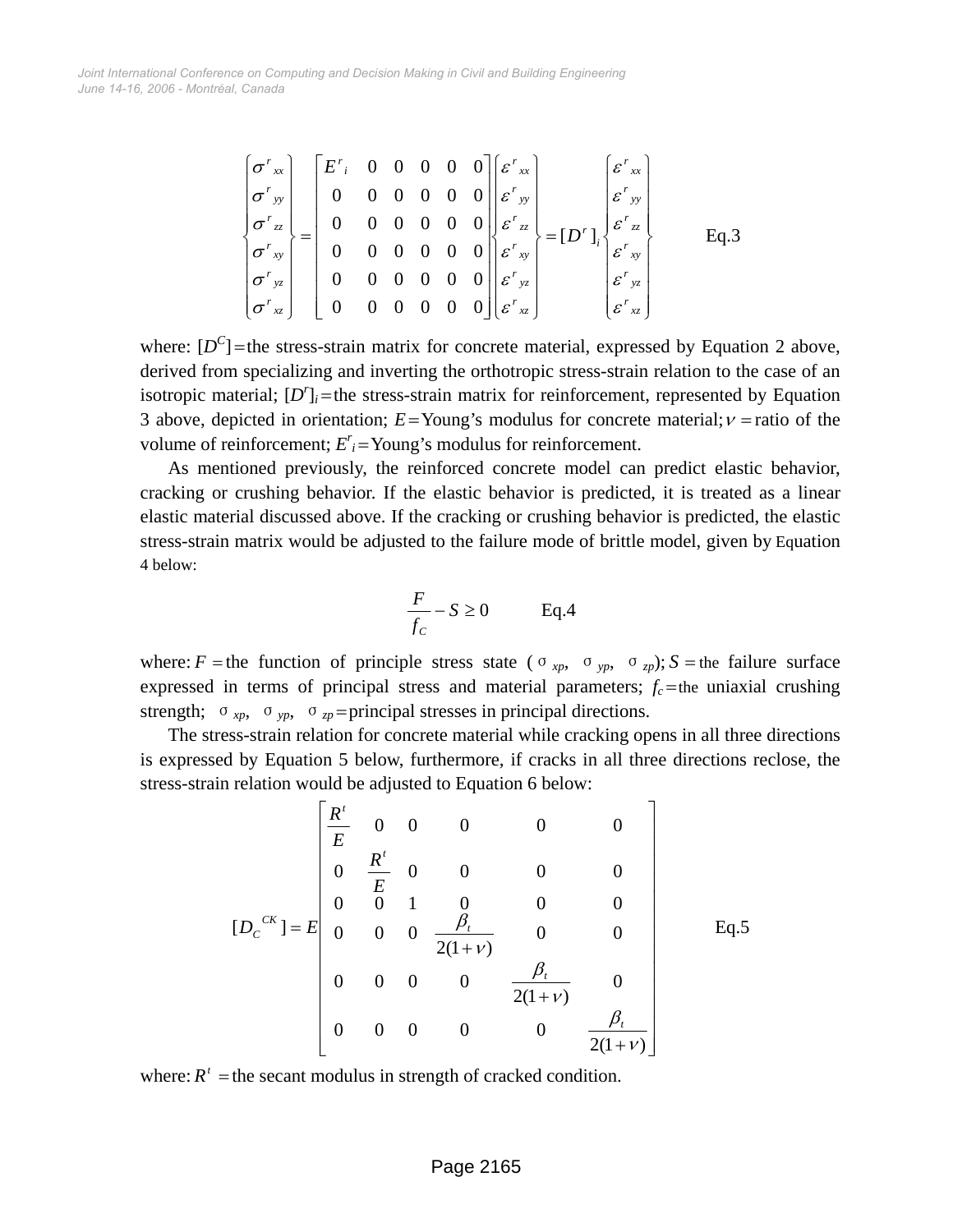$$
\begin{Bmatrix} \sigma^r{}_{xx} \\ \sigma^r{}_{yy} \\ \sigma^r{}_{zz} \\ \sigma^r{}_{xy} \\ \sigma^r{}_{yz} \\ \sigma^r{}_{xz} \end{Bmatrix} = \begin{bmatrix} E^r{}_i & 0 & 0 & 0 & 0 & 0 \\ 0 & 0 & 0 & 0 & 0 & 0 \\ 0 & 0 & 0 & 0 & 0 & 0 \\ 0 & 0 & 0 & 0 & 0 & 0 \\ 0 & 0 & 0 & 0 & 0 & 0 \\ 0 & 0 & 0 & 0 & 0 & 0 \end{bmatrix} \begin{Bmatrix} \varepsilon^r{}_{xx} \\ \varepsilon^r{}_{yy} \\ \varepsilon^r{}_{zz} \\ \varepsilon^r{}_{xy} \\ \varepsilon^r{}_{yz} \\ \varepsilon^r{}_{xz} \end{Bmatrix} = [D^r]_i \begin{Bmatrix} \varepsilon^r{}_{xx} \\ \varepsilon^r{}_{yy} \\ \varepsilon^r{}_{zz} \\ \varepsilon^r{}_{xy} \\ \varepsilon^r{}_{yz} \\ \varepsilon^r{}_{xz} \end{Bmatrix} \qquad \text{Eq.3}
$$

where: $[D^C]$ = the stress-strain matrix for concrete material, expressed by Equation 2 above, derived from specializing and inverting the orthotropic stress-strain relation to the case of an isotropic material; $[D^r]_i$ = the stress-strain matrix for reinforcement, represented by Equation 3 above, depicted in orientation; $E$ = Young's modulus for concrete material; $\nu$ = ratio of the volume of reinforcement; $E^r{}_i$ = Young's modulus for reinforcement.

As mentioned previously, the reinforced concrete model can predict elastic behavior, cracking or crushing behavior. If the elastic behavior is predicted, it is treated as a linear elastic material discussed above. If the cracking or crushing behavior is predicted, the elastic stress-strain matrix would be adjusted to the failure mode of brittle model, given by Equation 4 below:

$$
\frac{F}{f_C} - S \geq 0 \qquad \text{Eq.4}
$$

where: $F$ = the function of principle stress state ($\sigma_{xp}$, $\sigma_{yp}$, $\sigma_{zp}$); $S$ = the failure surface expressed in terms of principal stress and material parameters; $f_c$ = the uniaxial crushing strength; $\sigma_{xp}$, $\sigma_{yp}$, $\sigma_{zp}$ = principal stresses in principal directions.

The stress-strain relation for concrete material while cracking opens in all three directions is expressed by Equation 5 below, furthermore, if cracks in all three directions reclose, the stress-strain relation would be adjusted to Equation 6 below:

$$
[D_C{}^{CK}] = E \begin{bmatrix} \frac{R^t}{E} & 0 & 0 & 0 & 0 & 0 \\ 0 & \frac{R^t}{E} & 0 & 0 & 0 & 0 \\ 0 & 0 & 1 & 0 & 0 & 0 \\ 0 & 0 & 0 & \frac{\beta_t}{2(1+\nu)} & 0 & 0 \\ 0 & 0 & 0 & 0 & \frac{\beta_t}{2(1+\nu)} & 0 \\ 0 & 0 & 0 & 0 & 0 & \frac{\beta_t}{2(1+\nu)} \end{bmatrix} \qquad \text{Eq.5}
$$

where: $R^t$ = the secant modulus in strength of cracked condition.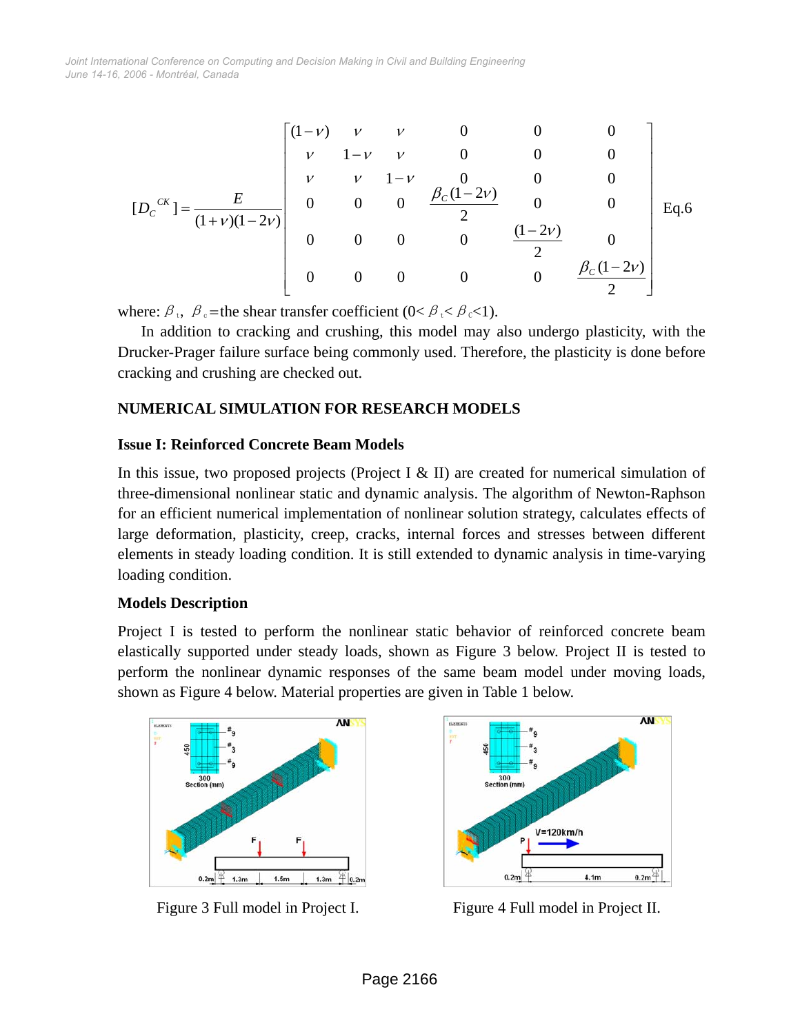$$[D_C^{CK}] = \frac{E}{(1+\nu)(1-2\nu)} \begin{bmatrix} (1-\nu) & \nu & \nu & 0 & 0 & 0 \\ \nu & 1-\nu & \nu & 0 & 0 & 0 \\ \nu & \nu & 1-\nu & 0 & 0 & 0 \\ 0 & 0 & 0 & \frac{\beta_C(1-2\nu)}{2} & 0 & 0 \\ 0 & 0 & 0 & 0 & \frac{(1-2\nu)}{2} & 0 \\ 0 & 0 & 0 & 0 & 0 & \frac{\beta_C(1-2\nu)}{2} \end{bmatrix} \quad \text{Eq.6}$$

where: $\beta_t$, $\beta_c$ =the shear transfer coefficient ($0<\beta_t<\beta_c<1$).

In addition to cracking and crushing, this model may also undergo plasticity, with the Drucker-Prager failure surface being commonly used. Therefore, the plasticity is done before cracking and crushing are checked out.

## NUMERICAL SIMULATION FOR RESEARCH MODELS

### Issue I: Reinforced Concrete Beam Models

In this issue, two proposed projects (Project I & II) are created for numerical simulation of three-dimensional nonlinear static and dynamic analysis. The algorithm of Newton-Raphson for an efficient numerical implementation of nonlinear solution strategy, calculates effects of large deformation, plasticity, creep, cracks, internal forces and stresses between different elements in steady loading condition. It is still extended to dynamic analysis in time-varying loading condition.

### Models Description

Project I is tested to perform the nonlinear static behavior of reinforced concrete beam elastically supported under steady loads, shown as Figure 3 below. Project II is tested to perform the nonlinear dynamic responses of the same beam model under moving loads, shown as Figure 4 below. Material properties are given in Table 1 below.

Figure 3 Full model in Project I.

Figure 4 Full model in Project II.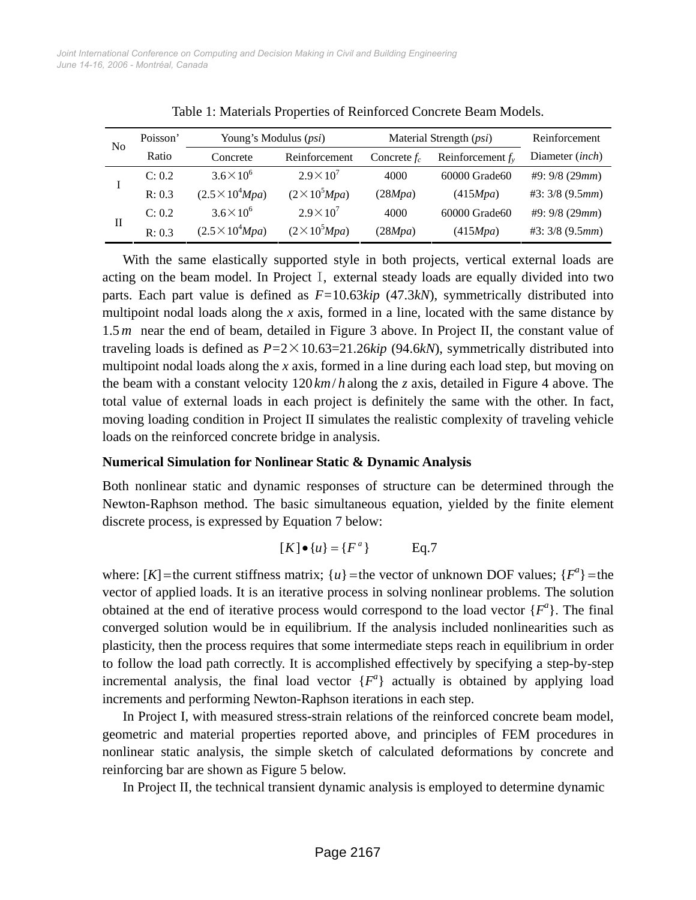Table 1: Materials Properties of Reinforced Concrete Beam Models.

| No | Poisson' Ratio | Young's Modulus (*psi*) | | Material Strength (*psi*) | | Reinforcement Diameter (*inch*) |
|---|---|---|---|---|---|---|
| | | Concrete | Reinforcement | Concrete $f_c$ | Reinforcement $f_y$ | |
| I | C: 0.2 | $3.6\times10^6$ | $2.9\times10^7$ | 4000 | 60000 Grade60 | #9: 9/8 (29*mm*) |
| | R: 0.3 | ($2.5\times10^4$*Mpa*) | ($2\times10^5$*Mpa*) | (28*Mpa*) | (415*Mpa*) | #3: 3/8 (9.5*mm*) |
| II | C: 0.2 | $3.6\times10^6$ | $2.9\times10^7$ | 4000 | 60000 Grade60 | #9: 9/8 (29*mm*) |
| | R: 0.3 | ($2.5\times10^4$*Mpa*) | ($2\times10^5$*Mpa*) | (28*Mpa*) | (415*Mpa*) | #3: 3/8 (9.5*mm*) |

With the same elastically supported style in both projects, vertical external loads are acting on the beam model. In Project Ⅰ, external steady loads are equally divided into two parts. Each part value is defined as $F$=10.63*kip* (47.3*kN*), symmetrically distributed into multipoint nodal loads along the *x* axis, formed in a line, located with the same distance by $1.5\,m$ near the end of beam, detailed in Figure 3 above. In Project II, the constant value of traveling loads is defined as $P=2\times10.63=21.26$*kip* (94.6*kN*), symmetrically distributed into multipoint nodal loads along the *x* axis, formed in a line during each load step, but moving on the beam with a constant velocity $120\,km/h$ along the *z* axis, detailed in Figure 4 above. The total value of external loads in each project is definitely the same with the other. In fact, moving loading condition in Project II simulates the realistic complexity of traveling vehicle loads on the reinforced concrete bridge in analysis.

**Numerical Simulation for Nonlinear Static & Dynamic Analysis**

Both nonlinear static and dynamic responses of structure can be determined through the Newton-Raphson method. The basic simultaneous equation, yielded by the finite element discrete process, is expressed by Equation 7 below:

$$[K]\bullet\{u\}=\{F^a\} \qquad \text{Eq.7}$$

where: $[K]$ = the current stiffness matrix; $\{u\}$ = the vector of unknown DOF values; $\{F^a\}$ = the vector of applied loads. It is an iterative process in solving nonlinear problems. The solution obtained at the end of iterative process would correspond to the load vector $\{F^a\}$. The final converged solution would be in equilibrium. If the analysis included nonlinearities such as plasticity, then the process requires that some intermediate steps reach in equilibrium in order to follow the load path correctly. It is accomplished effectively by specifying a step-by-step incremental analysis, the final load vector $\{F^a\}$ actually is obtained by applying load increments and performing Newton-Raphson iterations in each step.

In Project I, with measured stress-strain relations of the reinforced concrete beam model, geometric and material properties reported above, and principles of FEM procedures in nonlinear static analysis, the simple sketch of calculated deformations by concrete and reinforcing bar are shown as Figure 5 below.

In Project II, the technical transient dynamic analysis is employed to determine dynamic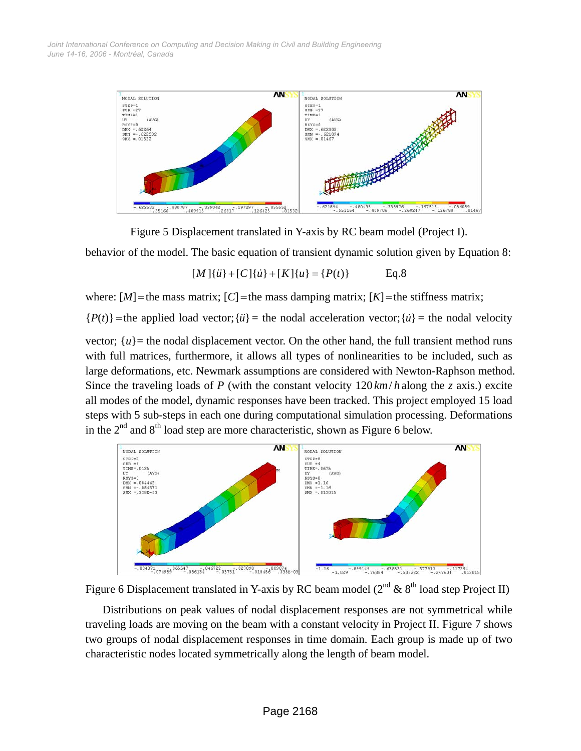Figure 5 Displacement translated in Y-axis by RC beam model (Project I).

behavior of the model. The basic equation of transient dynamic solution given by Equation 8:

$$[M]\{\ddot{u}\}+[C]\{\dot{u}\}+[K]\{u\}=\{P(t)\} \qquad \text{Eq.8}$$

where: $[M]$ = the mass matrix; $[C]$ = the mass damping matrix; $[K]$ = the stiffness matrix; $\{P(t)\}$ = the applied load vector; $\{\ddot{u}\}$ = the nodal acceleration vector; $\{\dot{u}\}$ = the nodal velocity vector; $\{u\}$ = the nodal displacement vector. On the other hand, the full transient method runs with full matrices, furthermore, it allows all types of nonlinearities to be included, such as large deformations, etc. Newmark assumptions are considered with Newton-Raphson method. Since the traveling loads of $P$ (with the constant velocity $120\,km/h$ along the $z$ axis.) excite all modes of the model, dynamic responses have been tracked. This project employed 15 load steps with 5 sub-steps in each one during computational simulation processing. Deformations in the 2nd and 8th load step are more characteristic, shown as Figure 6 below.

Figure 6 Displacement translated in Y-axis by RC beam model (2nd & 8th load step Project II)

Distributions on peak values of nodal displacement responses are not symmetrical while traveling loads are moving on the beam with a constant velocity in Project II. Figure 7 shows two groups of nodal displacement responses in time domain. Each group is made up of two characteristic nodes located symmetrically along the length of beam model.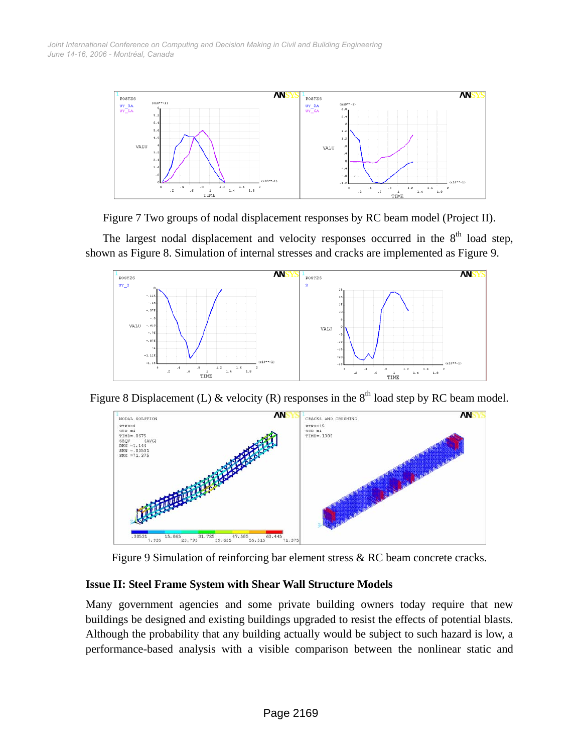Figure 7 Two groups of nodal displacement responses by RC beam model (Project II).

The largest nodal displacement and velocity responses occurred in the 8th load step, shown as Figure 8. Simulation of internal stresses and cracks are implemented as Figure 9.

Figure 8 Displacement (L) & velocity (R) responses in the 8th load step by RC beam model.

Figure 9 Simulation of reinforcing bar element stress & RC beam concrete cracks.

### Issue II: Steel Frame System with Shear Wall Structure Models

Many government agencies and some private building owners today require that new buildings be designed and existing buildings upgraded to resist the effects of potential blasts. Although the probability that any building actually would be subject to such hazard is low, a performance-based analysis with a visible comparison between the nonlinear static and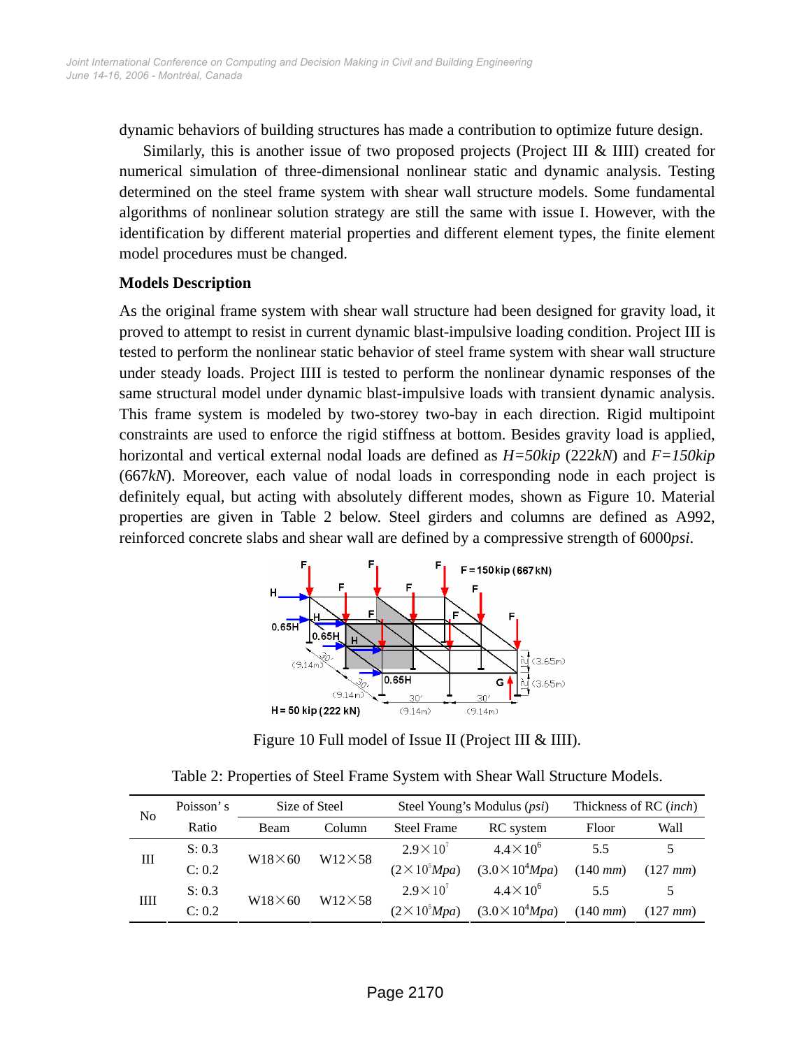dynamic behaviors of building structures has made a contribution to optimize future design.

Similarly, this is another issue of two proposed projects (Project III & IIII) created for numerical simulation of three-dimensional nonlinear static and dynamic analysis. Testing determined on the steel frame system with shear wall structure models. Some fundamental algorithms of nonlinear solution strategy are still the same with issue I. However, with the identification by different material properties and different element types, the finite element model procedures must be changed.

**Models Description**

As the original frame system with shear wall structure had been designed for gravity load, it proved to attempt to resist in current dynamic blast-impulsive loading condition. Project III is tested to perform the nonlinear static behavior of steel frame system with shear wall structure under steady loads. Project IIII is tested to perform the nonlinear dynamic responses of the same structural model under dynamic blast-impulsive loads with transient dynamic analysis. This frame system is modeled by two-storey two-bay in each direction. Rigid multipoint constraints are used to enforce the rigid stiffness at bottom. Besides gravity load is applied, horizontal and vertical external nodal loads are defined as *H=50kip* (222*kN*) and *F=150kip* (667*kN*). Moreover, each value of nodal loads in corresponding node in each project is definitely equal, but acting with absolutely different modes, shown as Figure 10. Material properties are given in Table 2 below. Steel girders and columns are defined as A992, reinforced concrete slabs and shear wall are defined by a compressive strength of 6000*psi*.

Figure 10 Full model of Issue II (Project III & IIII).

Table 2: Properties of Steel Frame System with Shear Wall Structure Models.

| No | Poisson's Ratio | Size of Steel | | Steel Young's Modulus (*psi*) | | Thickness of RC (*inch*) | |
|---|---|---|---|---|---|---|---|
| | | Beam | Column | Steel Frame | RC system | Floor | Wall |
| III | S: 0.3<br>C: 0.2 | W18×60 | W12×58 | $2.9\times10^{7}$<br>($2\times10^{5}$*Mpa*) | $4.4\times10^{6}$<br>($3.0\times10^{4}$*Mpa*) | 5.5<br>(140 *mm*) | 5<br>(127 *mm*) |
| IIII | S: 0.3<br>C: 0.2 | W18×60 | W12×58 | $2.9\times10^{7}$<br>($2\times10^{5}$*Mpa*) | $4.4\times10^{6}$<br>($3.0\times10^{4}$*Mpa*) | 5.5<br>(140 *mm*) | 5<br>(127 *mm*) |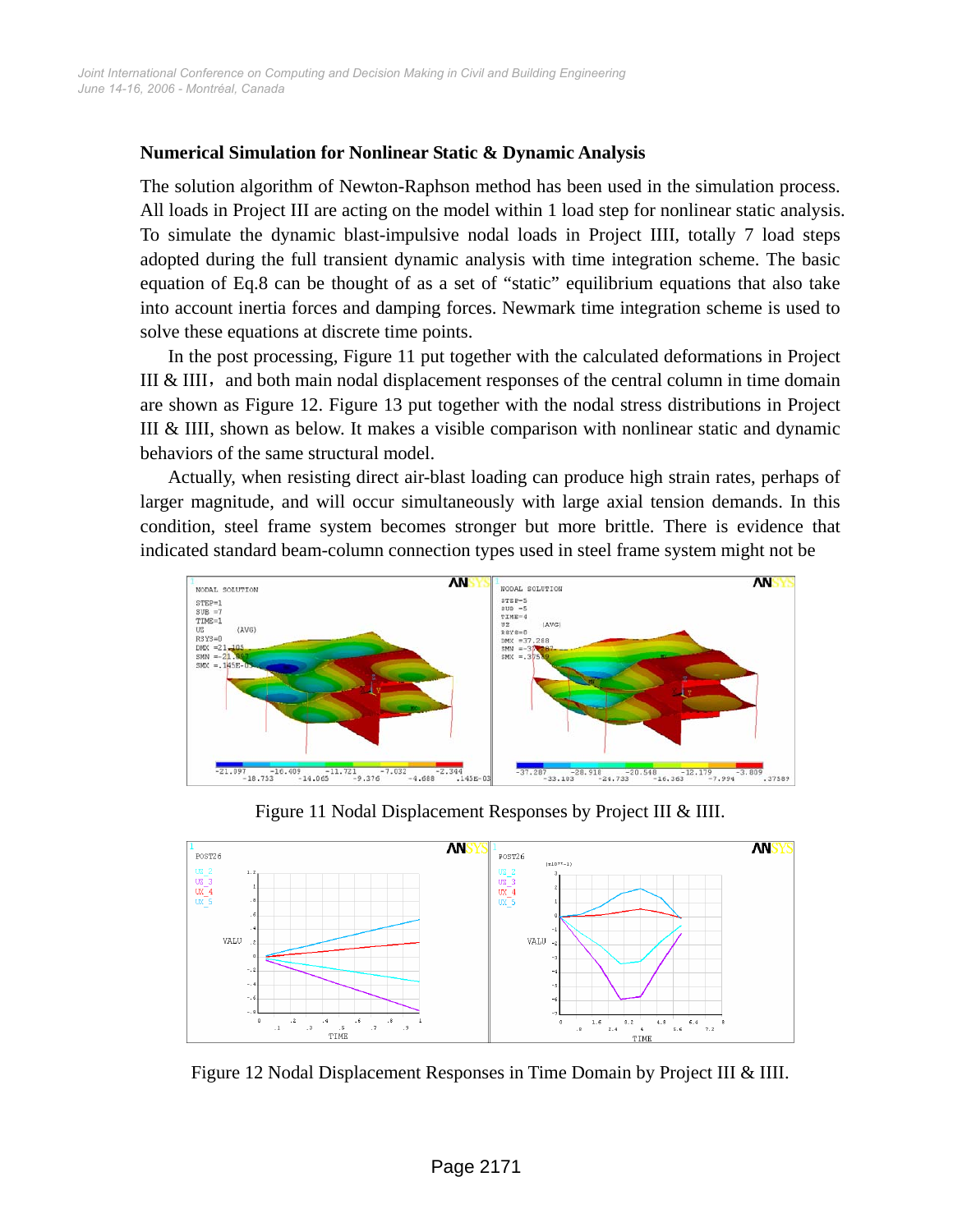### Numerical Simulation for Nonlinear Static & Dynamic Analysis

The solution algorithm of Newton-Raphson method has been used in the simulation process. All loads in Project III are acting on the model within 1 load step for nonlinear static analysis. To simulate the dynamic blast-impulsive nodal loads in Project IIII, totally 7 load steps adopted during the full transient dynamic analysis with time integration scheme. The basic equation of Eq.8 can be thought of as a set of "static" equilibrium equations that also take into account inertia forces and damping forces. Newmark time integration scheme is used to solve these equations at discrete time points.

In the post processing, Figure 11 put together with the calculated deformations in Project III & IIII，and both main nodal displacement responses of the central column in time domain are shown as Figure 12. Figure 13 put together with the nodal stress distributions in Project III & IIII, shown as below. It makes a visible comparison with nonlinear static and dynamic behaviors of the same structural model.

Actually, when resisting direct air-blast loading can produce high strain rates, perhaps of larger magnitude, and will occur simultaneously with large axial tension demands. In this condition, steel frame system becomes stronger but more brittle. There is evidence that indicated standard beam-column connection types used in steel frame system might not be

Figure 11 Nodal Displacement Responses by Project III & IIII.

Figure 12 Nodal Displacement Responses in Time Domain by Project III & IIII.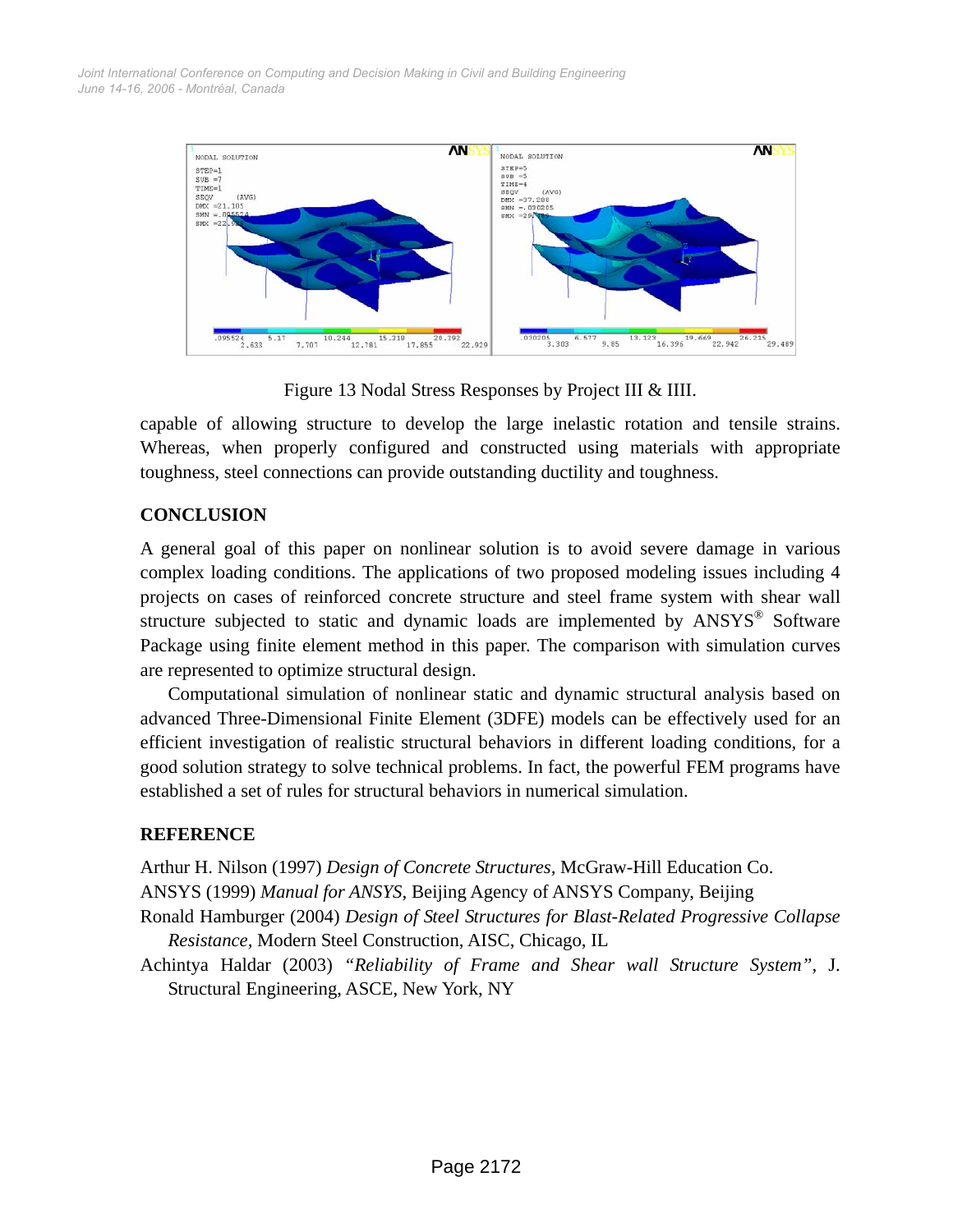Figure 13 Nodal Stress Responses by Project III & IIII.

capable of allowing structure to develop the large inelastic rotation and tensile strains. Whereas, when properly configured and constructed using materials with appropriate toughness, steel connections can provide outstanding ductility and toughness.

## CONCLUSION

A general goal of this paper on nonlinear solution is to avoid severe damage in various complex loading conditions. The applications of two proposed modeling issues including 4 projects on cases of reinforced concrete structure and steel frame system with shear wall structure subjected to static and dynamic loads are implemented by ANSYS® Software Package using finite element method in this paper. The comparison with simulation curves are represented to optimize structural design.

Computational simulation of nonlinear static and dynamic structural analysis based on advanced Three-Dimensional Finite Element (3DFE) models can be effectively used for an efficient investigation of realistic structural behaviors in different loading conditions, for a good solution strategy to solve technical problems. In fact, the powerful FEM programs have established a set of rules for structural behaviors in numerical simulation.

## REFERENCE

Arthur H. Nilson (1997) *Design of Concrete Structures,* McGraw-Hill Education Co.

ANSYS (1999) *Manual for ANSYS,* Beijing Agency of ANSYS Company, Beijing

Ronald Hamburger (2004) *Design of Steel Structures for Blast-Related Progressive Collapse Resistance,* Modern Steel Construction, AISC, Chicago, IL

Achintya Haldar (2003) *"Reliability of Frame and Shear wall Structure System"*, J. Structural Engineering, ASCE, New York, NY